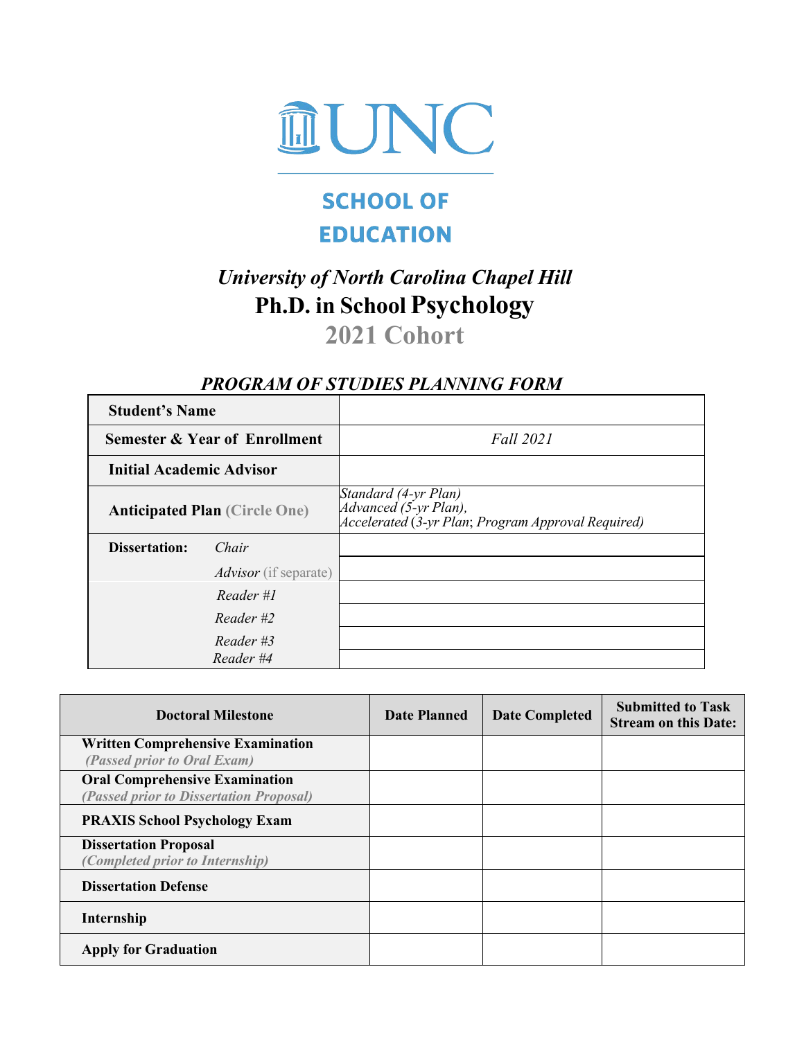# UNC

## SCHOOL OF EDUCATION

*University of North Carolina Chapel Hill*

**Ph.D. in School Psychology**

**2021 Cohort**

### *PROGRAM OF STUDIES PLANNING FORM*

| | |
|---|---|
| **Student's Name** | |
| **Semester & Year of Enrollment** | *Fall 2021* |
| **Initial Academic Advisor** | |
| **Anticipated Plan (Circle One)** | *Standard (4-yr Plan)*<br>*Advanced (5-yr Plan),*<br>*Accelerated (3-yr Plan; Program Approval Required)* |
| **Dissertation:** *Chair* | |
| *Advisor* (if separate) | |
| *Reader #1* | |
| *Reader #2* | |
| *Reader #3* | |
| *Reader #4* | |

| Doctoral Milestone | Date Planned | Date Completed | Submitted to Task Stream on this Date: |
|---|---|---|---|
| **Written Comprehensive Examination** *(Passed prior to Oral Exam)* | | | |
| **Oral Comprehensive Examination** *(Passed prior to Dissertation Proposal)* | | | |
| **PRAXIS School Psychology Exam** | | | |
| **Dissertation Proposal** *(Completed prior to Internship)* | | | |
| **Dissertation Defense** | | | |
| **Internship** | | | |
| **Apply for Graduation** | | | |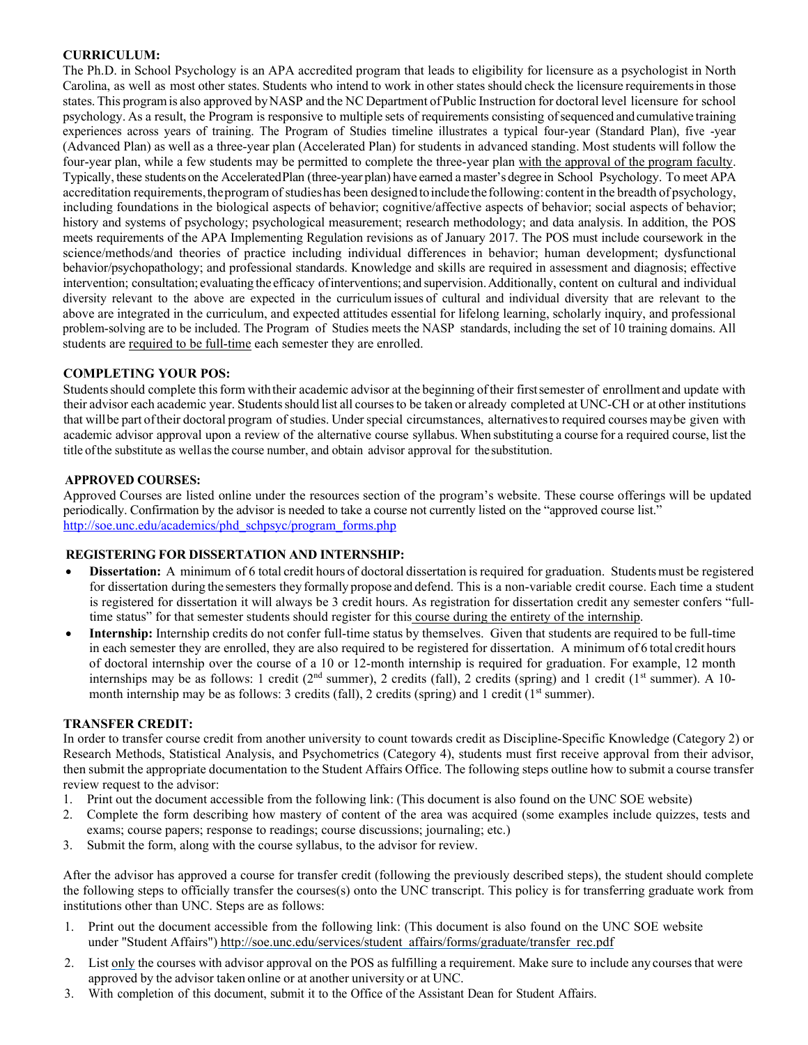**CURRICULUM:**

The Ph.D. in School Psychology is an APA accredited program that leads to eligibility for licensure as a psychologist in North Carolina, as well as most other states. Students who intend to work in other states should check the licensure requirements in those states. This program is also approved by NASP and the NC Department of Public Instruction for doctoral level licensure for school psychology. As a result, the Program is responsive to multiple sets of requirements consisting of sequenced and cumulative training experiences across years of training. The Program of Studies timeline illustrates a typical four-year (Standard Plan), five -year (Advanced Plan) as well as a three-year plan (Accelerated Plan) for students in advanced standing. Most students will follow the four-year plan, while a few students may be permitted to complete the three-year plan with the approval of the program faculty. Typically, these students on the Accelerated Plan (three-year plan) have earned a master's degree in School Psychology. To meet APA accreditation requirements, the program of studies has been designed to include the following: content in the breadth of psychology, including foundations in the biological aspects of behavior; cognitive/affective aspects of behavior; social aspects of behavior; history and systems of psychology; psychological measurement; research methodology; and data analysis. In addition, the POS meets requirements of the APA Implementing Regulation revisions as of January 2017. The POS must include coursework in the science/methods/and theories of practice including individual differences in behavior; human development; dysfunctional behavior/psychopathology; and professional standards. Knowledge and skills are required in assessment and diagnosis; effective intervention; consultation; evaluating the efficacy of interventions; and supervision. Additionally, content on cultural and individual diversity relevant to the above are expected in the curriculum issues of cultural and individual diversity that are relevant to the above are integrated in the curriculum, and expected attitudes essential for lifelong learning, scholarly inquiry, and professional problem-solving are to be included. The Program of Studies meets the NASP standards, including the set of 10 training domains. All students are required to be full-time each semester they are enrolled.

**COMPLETING YOUR POS:**

Students should complete this form with their academic advisor at the beginning of their first semester of enrollment and update with their advisor each academic year. Students should list all courses to be taken or already completed at UNC-CH or at other institutions that will be part of their doctoral program of studies. Under special circumstances, alternatives to required courses may be given with academic advisor approval upon a review of the alternative course syllabus. When substituting a course for a required course, list the title of the substitute as well as the course number, and obtain advisor approval for the substitution.

**APPROVED COURSES:**

Approved Courses are listed online under the resources section of the program's website. These course offerings will be updated periodically. Confirmation by the advisor is needed to take a course not currently listed on the "approved course list."
http://soe.unc.edu/academics/phd_schpsyc/program_forms.php

**REGISTERING FOR DISSERTATION AND INTERNSHIP:**

- **Dissertation:** A minimum of 6 total credit hours of doctoral dissertation is required for graduation. Students must be registered for dissertation during the semesters they formally propose and defend. This is a non-variable credit course. Each time a student is registered for dissertation it will always be 3 credit hours. As registration for dissertation credit any semester confers "full-time status" for that semester students should register for this course during the entirety of the internship.
- **Internship:** Internship credits do not confer full-time status by themselves. Given that students are required to be full-time in each semester they are enrolled, they are also required to be registered for dissertation. A minimum of 6 total credit hours of doctoral internship over the course of a 10 or 12-month internship is required for graduation. For example, 12 month internships may be as follows: 1 credit (2nd summer), 2 credits (fall), 2 credits (spring) and 1 credit (1st summer). A 10-month internship may be as follows: 3 credits (fall), 2 credits (spring) and 1 credit (1st summer).

**TRANSFER CREDIT:**

In order to transfer course credit from another university to count towards credit as Discipline-Specific Knowledge (Category 2) or Research Methods, Statistical Analysis, and Psychometrics (Category 4), students must first receive approval from their advisor, then submit the appropriate documentation to the Student Affairs Office. The following steps outline how to submit a course transfer review request to the advisor:

1. Print out the document accessible from the following link: (This document is also found on the UNC SOE website)
2. Complete the form describing how mastery of content of the area was acquired (some examples include quizzes, tests and exams; course papers; response to readings; course discussions; journaling; etc.)
3. Submit the form, along with the course syllabus, to the advisor for review.

After the advisor has approved a course for transfer credit (following the previously described steps), the student should complete the following steps to officially transfer the courses(s) onto the UNC transcript. This policy is for transferring graduate work from institutions other than UNC. Steps are as follows:

1. Print out the document accessible from the following link: (This document is also found on the UNC SOE website under "Student Affairs") http://soe.unc.edu/services/student_affairs/forms/graduate/transfer_rec.pdf
2. List only the courses with advisor approval on the POS as fulfilling a requirement. Make sure to include any courses that were approved by the advisor taken online or at another university or at UNC.
3. With completion of this document, submit it to the Office of the Assistant Dean for Student Affairs.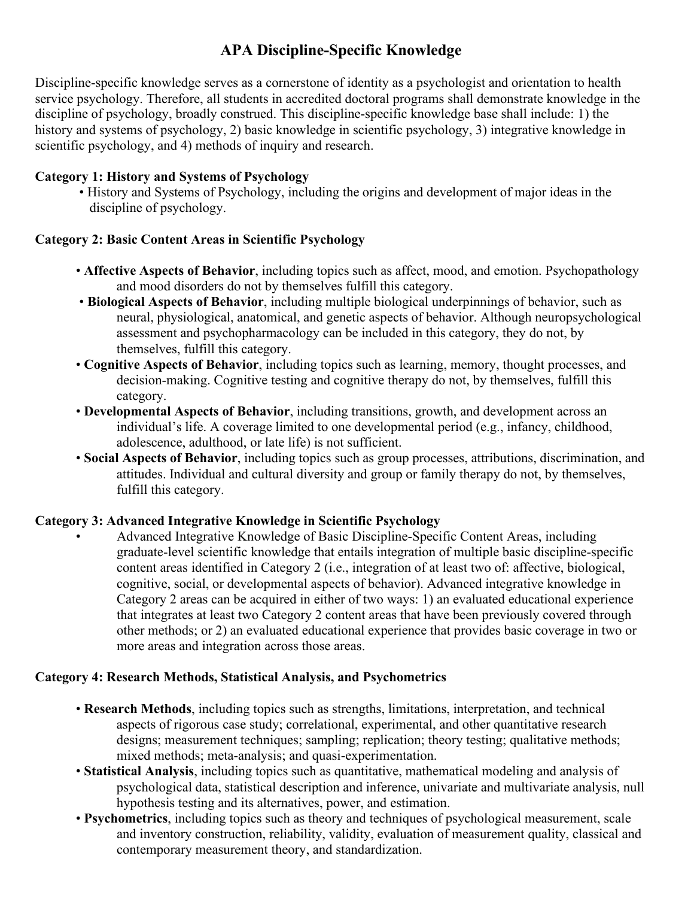# APA Discipline-Specific Knowledge

Discipline-specific knowledge serves as a cornerstone of identity as a psychologist and orientation to health service psychology. Therefore, all students in accredited doctoral programs shall demonstrate knowledge in the discipline of psychology, broadly construed. This discipline-specific knowledge base shall include: 1) the history and systems of psychology, 2) basic knowledge in scientific psychology, 3) integrative knowledge in scientific psychology, and 4) methods of inquiry and research.

**Category 1: History and Systems of Psychology**

- History and Systems of Psychology, including the origins and development of major ideas in the discipline of psychology.

**Category 2: Basic Content Areas in Scientific Psychology**

- **Affective Aspects of Behavior**, including topics such as affect, mood, and emotion. Psychopathology and mood disorders do not by themselves fulfill this category.
- **Biological Aspects of Behavior**, including multiple biological underpinnings of behavior, such as neural, physiological, anatomical, and genetic aspects of behavior. Although neuropsychological assessment and psychopharmacology can be included in this category, they do not, by themselves, fulfill this category.
- **Cognitive Aspects of Behavior**, including topics such as learning, memory, thought processes, and decision-making. Cognitive testing and cognitive therapy do not, by themselves, fulfill this category.
- **Developmental Aspects of Behavior**, including transitions, growth, and development across an individual's life. A coverage limited to one developmental period (e.g., infancy, childhood, adolescence, adulthood, or late life) is not sufficient.
- **Social Aspects of Behavior**, including topics such as group processes, attributions, discrimination, and attitudes. Individual and cultural diversity and group or family therapy do not, by themselves, fulfill this category.

**Category 3: Advanced Integrative Knowledge in Scientific Psychology**

- Advanced Integrative Knowledge of Basic Discipline-Specific Content Areas, including graduate-level scientific knowledge that entails integration of multiple basic discipline-specific content areas identified in Category 2 (i.e., integration of at least two of: affective, biological, cognitive, social, or developmental aspects of behavior). Advanced integrative knowledge in Category 2 areas can be acquired in either of two ways: 1) an evaluated educational experience that integrates at least two Category 2 content areas that have been previously covered through other methods; or 2) an evaluated educational experience that provides basic coverage in two or more areas and integration across those areas.

**Category 4: Research Methods, Statistical Analysis, and Psychometrics**

- **Research Methods**, including topics such as strengths, limitations, interpretation, and technical aspects of rigorous case study; correlational, experimental, and other quantitative research designs; measurement techniques; sampling; replication; theory testing; qualitative methods; mixed methods; meta-analysis; and quasi-experimentation.
- **Statistical Analysis**, including topics such as quantitative, mathematical modeling and analysis of psychological data, statistical description and inference, univariate and multivariate analysis, null hypothesis testing and its alternatives, power, and estimation.
- **Psychometrics**, including topics such as theory and techniques of psychological measurement, scale and inventory construction, reliability, validity, evaluation of measurement quality, classical and contemporary measurement theory, and standardization.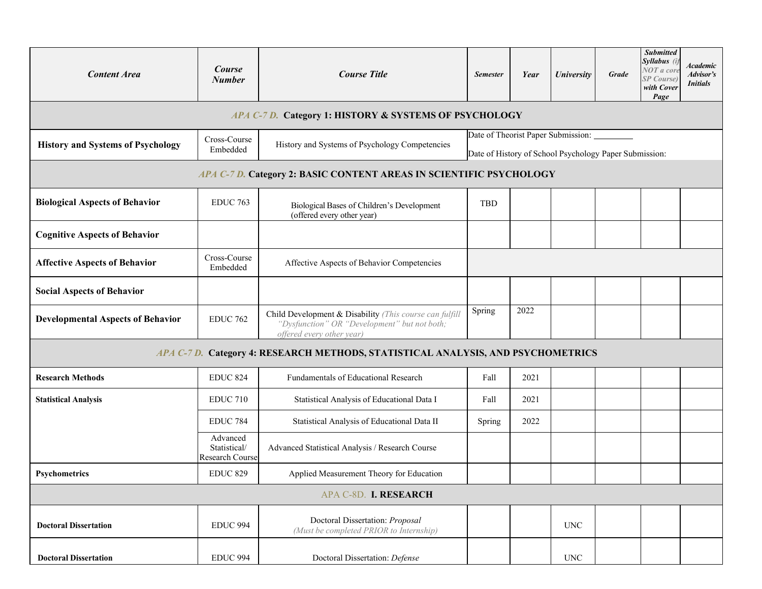| Content Area | Course Number | Course Title | Semester | Year | University | Grade | Submitted Syllabus (if NOT a core SP Course) with Cover Page | Academic Advisor's Initials |
|---|---|---|---|---|---|---|---|---|
| APA C-7 D. **Category 1: HISTORY & SYSTEMS OF PSYCHOLOGY** | | | | | | | | |
| **History and Systems of Psychology** | Cross-Course Embedded | History and Systems of Psychology Competencies | Date of Theorist Paper Submission: _________ Date of History of School Psychology Paper Submission: | | | | | |
| APA C-7 D. **Category 2: BASIC CONTENT AREAS IN SCIENTIFIC PSYCHOLOGY** | | | | | | | | |
| **Biological Aspects of Behavior** | EDUC 763 | Biological Bases of Children's Development (offered every other year) | TBD | | | | | |
| **Cognitive Aspects of Behavior** | | | | | | | | |
| **Affective Aspects of Behavior** | Cross-Course Embedded | Affective Aspects of Behavior Competencies | | | | | | |
| **Social Aspects of Behavior** | | | | | | | | |
| **Developmental Aspects of Behavior** | EDUC 762 | Child Development & Disability *(This course can fulfill "Dysfunction" OR "Development" but not both; offered every other year)* | Spring | 2022 | | | | |
| APA C-7 D. **Category 4: RESEARCH METHODS, STATISTICAL ANALYSIS, AND PSYCHOMETRICS** | | | | | | | | |
| **Research Methods** | EDUC 824 | Fundamentals of Educational Research | Fall | 2021 | | | | |
| **Statistical Analysis** | EDUC 710 | Statistical Analysis of Educational Data I | Fall | 2021 | | | | |
| | EDUC 784 | Statistical Analysis of Educational Data II | Spring | 2022 | | | | |
| | Advanced Statistical/ Research Course | Advanced Statistical Analysis / Research Course | | | | | | |
| **Psychometrics** | EDUC 829 | Applied Measurement Theory for Education | | | | | | |
| APA C-8D. **I. RESEARCH** | | | | | | | | |
| **Doctoral Dissertation** | EDUC 994 | Doctoral Dissertation: *Proposal* *(Must be completed PRIOR to Internship)* | | | UNC | | | |
| **Doctoral Dissertation** | EDUC 994 | Doctoral Dissertation: *Defense* | | | UNC | | | |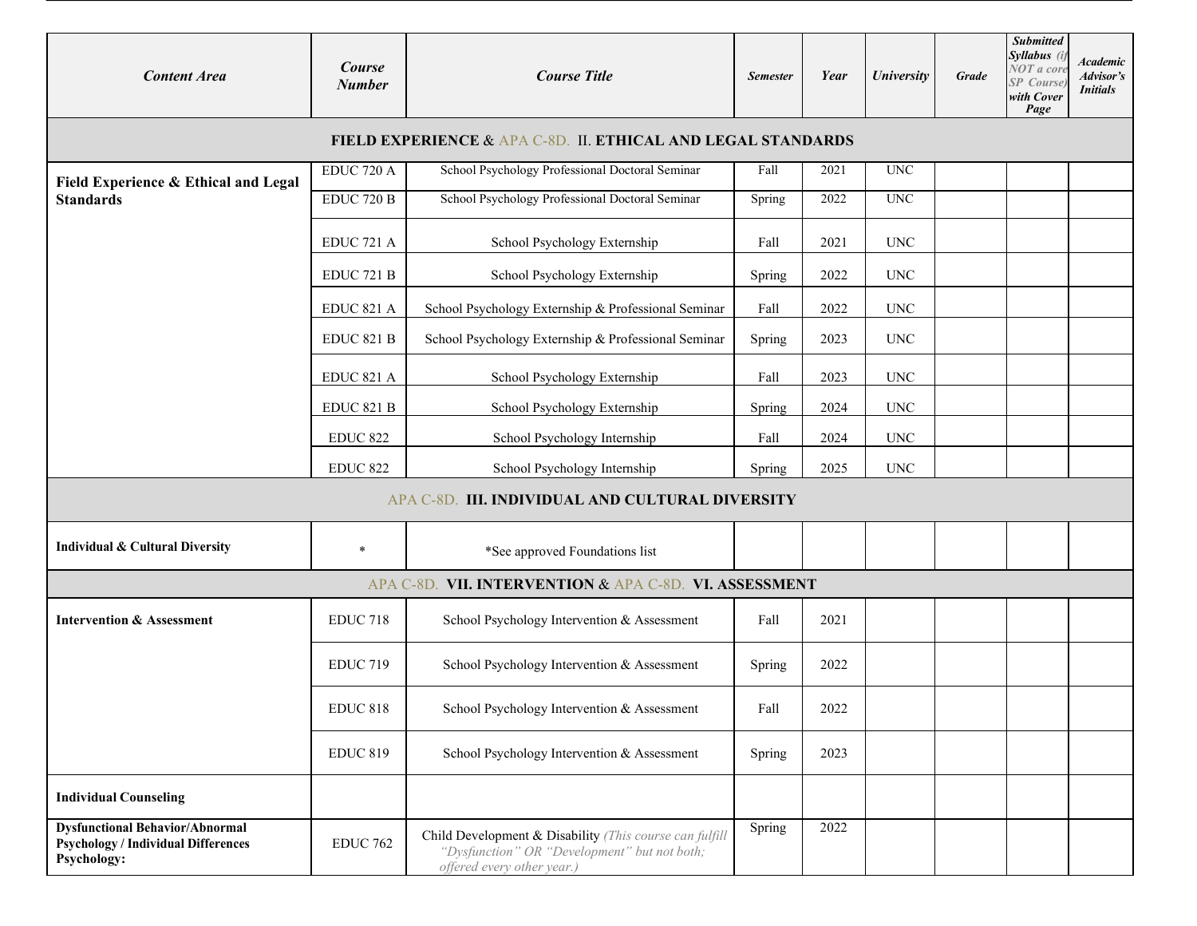| *Content Area* | *Course Number* | *Course Title* | *Semester* | *Year* | *University* | *Grade* | *Submitted Syllabus (if NOT a core SP Course) with Cover Page* | *Academic Advisor's Initials* |
|---|---|---|---|---|---|---|---|---|
| **FIELD EXPERIENCE** & APA C-8D. II. **ETHICAL AND LEGAL STANDARDS** | | | | | | | | |
| **Field Experience & Ethical and Legal Standards** | EDUC 720 A | School Psychology Professional Doctoral Seminar | Fall | 2021 | UNC | | | |
| | EDUC 720 B | School Psychology Professional Doctoral Seminar | Spring | 2022 | UNC | | | |
| | EDUC 721 A | School Psychology Externship | Fall | 2021 | UNC | | | |
| | EDUC 721 B | School Psychology Externship | Spring | 2022 | UNC | | | |
| | EDUC 821 A | School Psychology Externship & Professional Seminar | Fall | 2022 | UNC | | | |
| | EDUC 821 B | School Psychology Externship & Professional Seminar | Spring | 2023 | UNC | | | |
| | EDUC 821 A | School Psychology Externship | Fall | 2023 | UNC | | | |
| | EDUC 821 B | School Psychology Externship | Spring | 2024 | UNC | | | |
| | EDUC 822 | School Psychology Internship | Fall | 2024 | UNC | | | |
| | EDUC 822 | School Psychology Internship | Spring | 2025 | UNC | | | |
| APA C-8D. **III. INDIVIDUAL AND CULTURAL DIVERSITY** | | | | | | | | |
| **Individual & Cultural Diversity** | * | *See approved Foundations list | | | | | | |
| APA C-8D. **VII. INTERVENTION** & APA C-8D. **VI. ASSESSMENT** | | | | | | | | |
| **Intervention & Assessment** | EDUC 718 | School Psychology Intervention & Assessment | Fall | 2021 | | | | |
| | EDUC 719 | School Psychology Intervention & Assessment | Spring | 2022 | | | | |
| | EDUC 818 | School Psychology Intervention & Assessment | Fall | 2022 | | | | |
| | EDUC 819 | School Psychology Intervention & Assessment | Spring | 2023 | | | | |
| **Individual Counseling** | | | | | | | | |
| **Dysfunctional Behavior/Abnormal Psychology / Individual Differences Psychology:** | EDUC 762 | Child Development & Disability *(This course can fulfill "Dysfunction" OR "Development" but not both; offered every other year.)* | Spring | 2022 | | | | |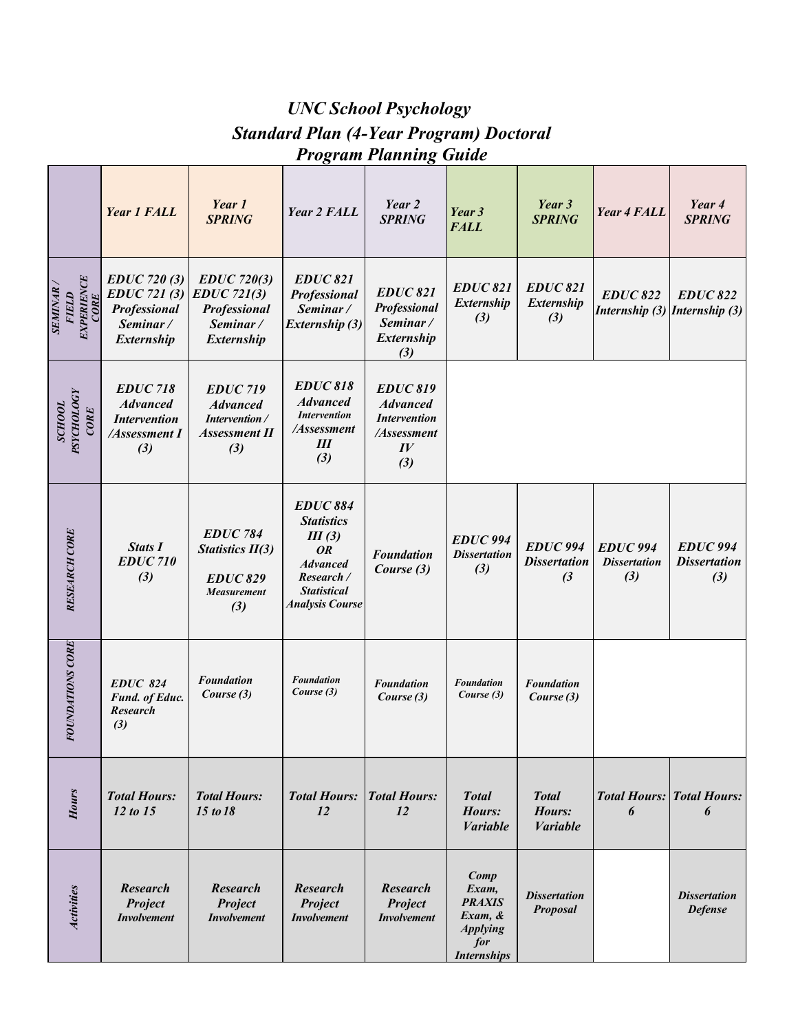# *UNC School Psychology*
## *Standard Plan (4-Year Program) Doctoral Program Planning Guide*

| | *Year 1 FALL* | *Year 1 SPRING* | *Year 2 FALL* | *Year 2 SPRING* | *Year 3 FALL* | *Year 3 SPRING* | *Year 4 FALL* | *Year 4 SPRING* |
|---|---|---|---|---|---|---|---|---|
| ***SEMINAR / FIELD EXPERIENCE CORE*** | ***EDUC 720 (3) EDUC 721 (3) Professional Seminar / Externship*** | ***EDUC 720(3) EDUC 721(3) Professional Seminar / Externship*** | ***EDUC 821 Professional Seminar / Externship (3)*** | ***EDUC 821 Professional Seminar / Externship (3)*** | ***EDUC 821 Externship (3)*** | ***EDUC 821 Externship (3)*** | ***EDUC 822 Internship (3)*** | ***EDUC 822 Internship (3)*** |
| ***SCHOOL PSYCHOLOGY CORE*** | ***EDUC 718 Advanced Intervention /Assessment I (3)*** | ***EDUC 719 Advanced Intervention / Assessment II (3)*** | ***EDUC 818 Advanced Intervention /Assessment III (3)*** | ***EDUC 819 Advanced Intervention /Assessment IV (3)*** | | | | |
| ***RESEARCH CORE*** | ***Stats I EDUC 710 (3)*** | ***EDUC 784 Statistics II(3) EDUC 829 Measurement (3)*** | ***EDUC 884 Statistics III (3) OR Advanced Research / Statistical Analysis Course*** | ***Foundation Course (3)*** | ***EDUC 994 Dissertation (3)*** | ***EDUC 994 Dissertation (3*** | ***EDUC 994 Dissertation (3)*** | ***EDUC 994 Dissertation (3)*** |
| ***FOUNDATIONS CORE*** | ***EDUC 824 Fund. of Educ. Research (3)*** | ***Foundation Course (3)*** | ***Foundation Course (3)*** | ***Foundation Course (3)*** | ***Foundation Course (3)*** | ***Foundation Course (3)*** | | |
| ***Hours*** | ***Total Hours: 12 to 15*** | ***Total Hours: 15 to 18*** | ***Total Hours: 12*** | ***Total Hours: 12*** | ***Total Hours: Variable*** | ***Total Hours: Variable*** | ***Total Hours: 6*** | ***Total Hours: 6*** |
| ***Activities*** | ***Research Project Involvement*** | ***Research Project Involvement*** | ***Research Project Involvement*** | ***Research Project Involvement*** | ***Comp Exam, PRAXIS Exam, & Applying for Internships*** | ***Dissertation Proposal*** | | ***Dissertation Defense*** |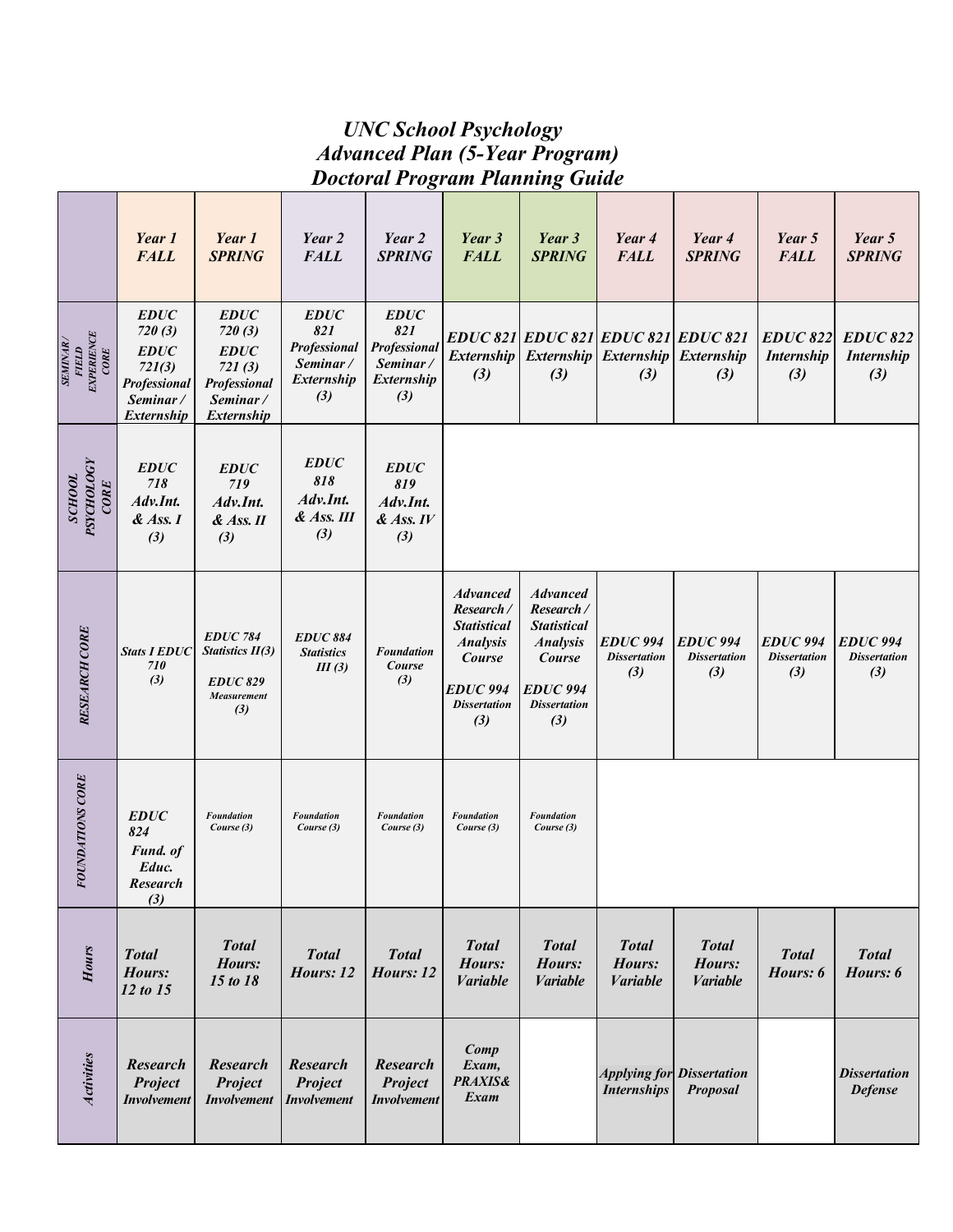# UNC School Psychology
## Advanced Plan (5-Year Program)
## Doctoral Program Planning Guide

| | Year 1 FALL | Year 1 SPRING | Year 2 FALL | Year 2 SPRING | Year 3 FALL | Year 3 SPRING | Year 4 FALL | Year 4 SPRING | Year 5 FALL | Year 5 SPRING |
|---|---|---|---|---|---|---|---|---|---|---|
| SEMINAR / FIELD EXPERIENCE CORE | EDUC 720 (3) EDUC 721(3) Professional Seminar / Externship | EDUC 720 (3) EDUC 721 (3) Professional Seminar / Externship | EDUC 821 Professional Seminar / Externship (3) | EDUC 821 Professional Seminar / Externship (3) | EDUC 821 Externship (3) | EDUC 821 Externship (3) | EDUC 821 Externship (3) | EDUC 821 Externship (3) | EDUC 822 Internship (3) | EDUC 822 Internship (3) |
| SCHOOL PSYCHOLOGY CORE | EDUC 718 Adv.Int. & Ass. I (3) | EDUC 719 Adv.Int. & Ass. II (3) | EDUC 818 Adv.Int. & Ass. III (3) | EDUC 819 Adv.Int. & Ass. IV (3) | | | | | | |
| RESEARCH CORE | Stats I EDUC 710 (3) | EDUC 784 Statistics II(3) EDUC 829 Measurement (3) | EDUC 884 Statistics III (3) | Foundation Course (3) | Advanced Research / Statistical Analysis Course EDUC 994 Dissertation (3) | Advanced Research / Statistical Analysis Course EDUC 994 Dissertation (3) | EDUC 994 Dissertation (3) | EDUC 994 Dissertation (3) | EDUC 994 Dissertation (3) | EDUC 994 Dissertation (3) |
| FOUNDATIONS CORE | EDUC 824 Fund. of Educ. Research (3) | Foundation Course (3) | Foundation Course (3) | Foundation Course (3) | Foundation Course (3) | Foundation Course (3) | | | | |
| Hours | Total Hours: 12 to 15 | Total Hours: 15 to 18 | Total Hours: 12 | Total Hours: 12 | Total Hours: Variable | Total Hours: Variable | Total Hours: Variable | Total Hours: Variable | Total Hours: 6 | Total Hours: 6 |
| Activities | Research Project Involvement | Research Project Involvement | Research Project Involvement | Research Project Involvement | Comp Exam, PRAXIS& Exam | | Applying for Internships | Dissertation Proposal | | Dissertation Defense |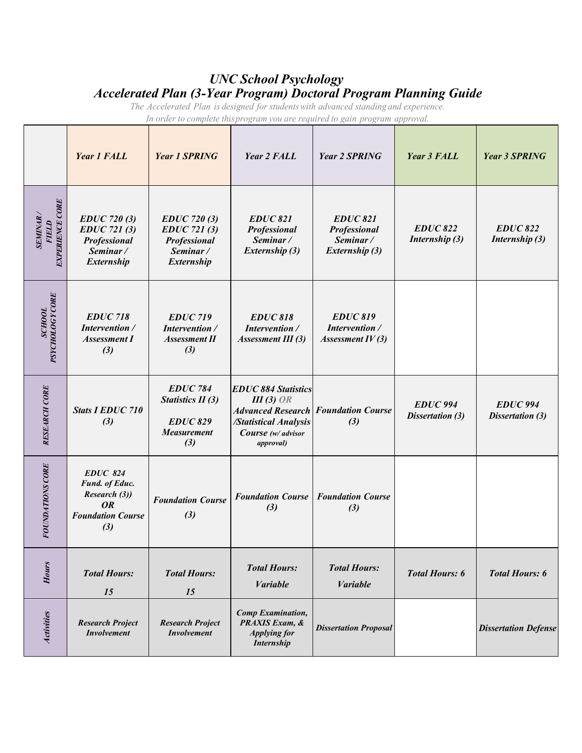# *UNC School Psychology*
# *Accelerated Plan (3-Year Program) Doctoral Program Planning Guide*

*The Accelerated Plan is designed for students with advanced standing and experience.*
*In order to complete this program you are required to gain program approval.*

| | *Year 1 FALL* | *Year 1 SPRING* | *Year 2 FALL* | *Year 2 SPRING* | *Year 3 FALL* | *Year 3 SPRING* |
|---|---|---|---|---|---|---|
| ***SEMINAR / FIELD EXPERIENCE CORE*** | ***EDUC 720 (3) EDUC 721 (3) Professional Seminar / Externship*** | ***EDUC 720 (3) EDUC 721 (3) Professional Seminar / Externship*** | ***EDUC 821 Professional Seminar / Externship (3)*** | ***EDUC 821 Professional Seminar / Externship (3)*** | ***EDUC 822 Internship (3)*** | ***EDUC 822 Internship (3)*** |
| ***SCHOOL PSYCHOLOGY CORE*** | ***EDUC 718 Intervention / Assessment I (3)*** | ***EDUC 719 Intervention / Assessment II (3)*** | ***EDUC 818 Intervention / Assessment III (3)*** | ***EDUC 819 Intervention / Assessment IV (3)*** | | |
| ***RESEARCH CORE*** | ***Stats I EDUC 710 (3)*** | ***EDUC 784 Statistics II (3)*** ***EDUC 829 Measurement (3)*** | ***EDUC 884 Statistics III (3) OR Advanced Research /Statistical Analysis Course (w/ advisor approval)*** | ***Foundation Course (3)*** | ***EDUC 994 Dissertation (3)*** | ***EDUC 994 Dissertation (3)*** |
| ***FOUNDATIONS CORE*** | ***EDUC 824 Fund. of Educ. Research (3)) OR Foundation Course (3)*** | ***Foundation Course (3)*** | ***Foundation Course (3)*** | ***Foundation Course (3)*** | | |
| ***Hours*** | ***Total Hours: 15*** | ***Total Hours: 15*** | ***Total Hours: Variable*** | ***Total Hours: Variable*** | ***Total Hours: 6*** | ***Total Hours: 6*** |
| ***Activities*** | ***Research Project Involvement*** | ***Research Project Involvement*** | ***Comp Examination, PRAXIS Exam, & Applying for Internship*** | ***Dissertation Proposal*** | | ***Dissertation Defense*** |